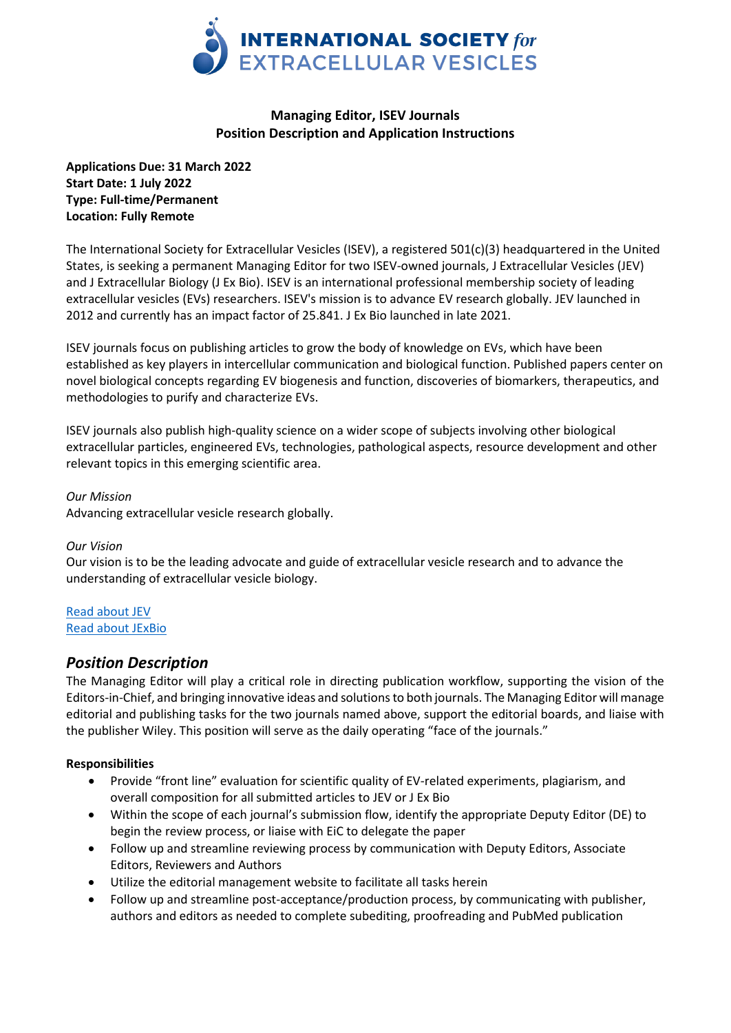**INTERNATIONAL SOCIETY *for* EXTRACELLULAR VESICLES**

**Managing Editor, ISEV Journals**
**Position Description and Application Instructions**

**Applications Due: 31 March 2022**
**Start Date: 1 July 2022**
**Type: Full-time/Permanent**
**Location: Fully Remote**

The International Society for Extracellular Vesicles (ISEV), a registered 501(c)(3) headquartered in the United States, is seeking a permanent Managing Editor for two ISEV-owned journals, J Extracellular Vesicles (JEV) and J Extracellular Biology (J Ex Bio). ISEV is an international professional membership society of leading extracellular vesicles (EVs) researchers. ISEV's mission is to advance EV research globally. JEV launched in 2012 and currently has an impact factor of 25.841. J Ex Bio launched in late 2021.

ISEV journals focus on publishing articles to grow the body of knowledge on EVs, which have been established as key players in intercellular communication and biological function. Published papers center on novel biological concepts regarding EV biogenesis and function, discoveries of biomarkers, therapeutics, and methodologies to purify and characterize EVs.

ISEV journals also publish high-quality science on a wider scope of subjects involving other biological extracellular particles, engineered EVs, technologies, pathological aspects, resource development and other relevant topics in this emerging scientific area.

*Our Mission*
Advancing extracellular vesicle research globally.

*Our Vision*
Our vision is to be the leading advocate and guide of extracellular vesicle research and to advance the understanding of extracellular vesicle biology.

Read about JEV
Read about JExBio

## *Position Description*

The Managing Editor will play a critical role in directing publication workflow, supporting the vision of the Editors-in-Chief, and bringing innovative ideas and solutions to both journals. The Managing Editor will manage editorial and publishing tasks for the two journals named above, support the editorial boards, and liaise with the publisher Wiley. This position will serve as the daily operating "face of the journals."

**Responsibilities**

- Provide "front line" evaluation for scientific quality of EV-related experiments, plagiarism, and overall composition for all submitted articles to JEV or J Ex Bio
- Within the scope of each journal's submission flow, identify the appropriate Deputy Editor (DE) to begin the review process, or liaise with EiC to delegate the paper
- Follow up and streamline reviewing process by communication with Deputy Editors, Associate Editors, Reviewers and Authors
- Utilize the editorial management website to facilitate all tasks herein
- Follow up and streamline post-acceptance/production process, by communicating with publisher, authors and editors as needed to complete subediting, proofreading and PubMed publication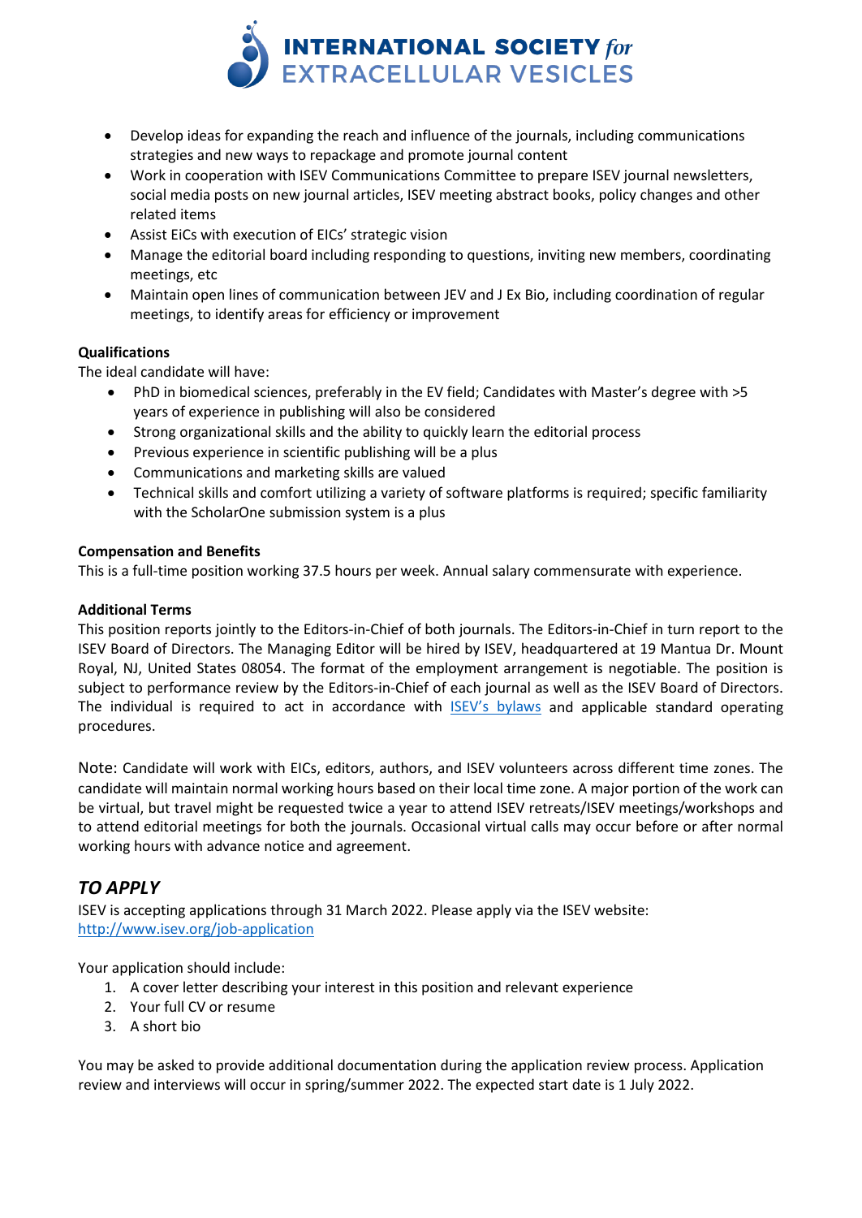- Develop ideas for expanding the reach and influence of the journals, including communications strategies and new ways to repackage and promote journal content
- Work in cooperation with ISEV Communications Committee to prepare ISEV journal newsletters, social media posts on new journal articles, ISEV meeting abstract books, policy changes and other related items
- Assist EiCs with execution of EICs' strategic vision
- Manage the editorial board including responding to questions, inviting new members, coordinating meetings, etc
- Maintain open lines of communication between JEV and J Ex Bio, including coordination of regular meetings, to identify areas for efficiency or improvement

**Qualifications**

The ideal candidate will have:

- PhD in biomedical sciences, preferably in the EV field; Candidates with Master's degree with >5 years of experience in publishing will also be considered
- Strong organizational skills and the ability to quickly learn the editorial process
- Previous experience in scientific publishing will be a plus
- Communications and marketing skills are valued
- Technical skills and comfort utilizing a variety of software platforms is required; specific familiarity with the ScholarOne submission system is a plus

**Compensation and Benefits**

This is a full-time position working 37.5 hours per week. Annual salary commensurate with experience.

**Additional Terms**

This position reports jointly to the Editors-in-Chief of both journals. The Editors-in-Chief in turn report to the ISEV Board of Directors. The Managing Editor will be hired by ISEV, headquartered at 19 Mantua Dr. Mount Royal, NJ, United States 08054. The format of the employment arrangement is negotiable. The position is subject to performance review by the Editors-in-Chief of each journal as well as the ISEV Board of Directors. The individual is required to act in accordance with ISEV's bylaws and applicable standard operating procedures.

Note: Candidate will work with EICs, editors, authors, and ISEV volunteers across different time zones. The candidate will maintain normal working hours based on their local time zone. A major portion of the work can be virtual, but travel might be requested twice a year to attend ISEV retreats/ISEV meetings/workshops and to attend editorial meetings for both the journals. Occasional virtual calls may occur before or after normal working hours with advance notice and agreement.

## *TO APPLY*

ISEV is accepting applications through 31 March 2022. Please apply via the ISEV website: http://www.isev.org/job-application

Your application should include:

1. A cover letter describing your interest in this position and relevant experience
2. Your full CV or resume
3. A short bio

You may be asked to provide additional documentation during the application review process. Application review and interviews will occur in spring/summer 2022. The expected start date is 1 July 2022.